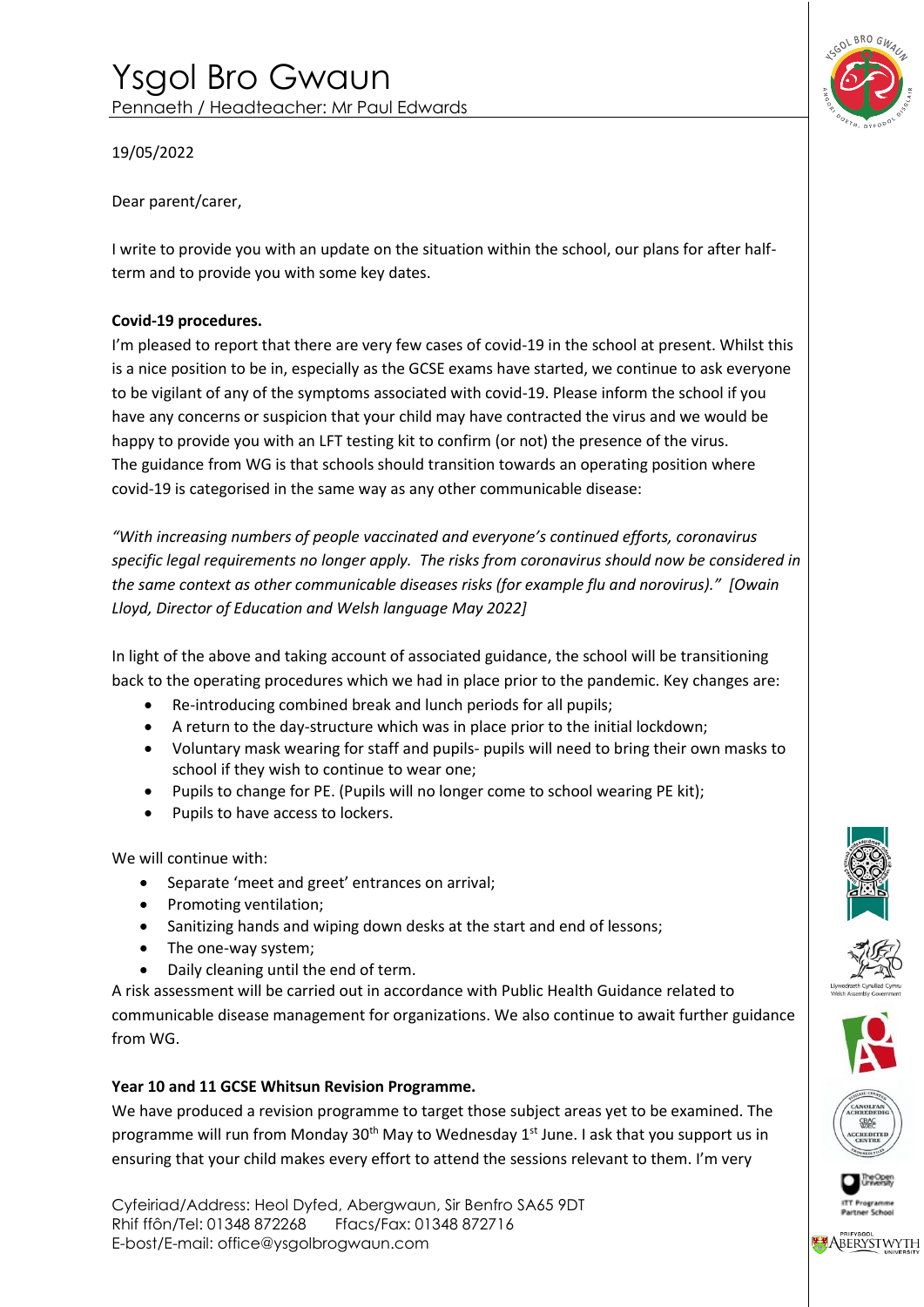# Ysgol Bro Gwaun

Pennaeth / Headteacher: Mr Paul Edwards

19/05/2022

Dear parent/carer,

I write to provide you with an update on the situation within the school, our plans for after half-term and to provide you with some key dates.

**Covid-19 procedures.**

I'm pleased to report that there are very few cases of covid-19 in the school at present. Whilst this is a nice position to be in, especially as the GCSE exams have started, we continue to ask everyone to be vigilant of any of the symptoms associated with covid-19. Please inform the school if you have any concerns or suspicion that your child may have contracted the virus and we would be happy to provide you with an LFT testing kit to confirm (or not) the presence of the virus.

The guidance from WG is that schools should transition towards an operating position where covid-19 is categorised in the same way as any other communicable disease:

*"With increasing numbers of people vaccinated and everyone's continued efforts, coronavirus specific legal requirements no longer apply. The risks from coronavirus should now be considered in the same context as other communicable diseases risks (for example flu and norovirus)." [Owain Lloyd, Director of Education and Welsh language May 2022]*

In light of the above and taking account of associated guidance, the school will be transitioning back to the operating procedures which we had in place prior to the pandemic. Key changes are:

- Re-introducing combined break and lunch periods for all pupils;
- A return to the day-structure which was in place prior to the initial lockdown;
- Voluntary mask wearing for staff and pupils- pupils will need to bring their own masks to school if they wish to continue to wear one;
- Pupils to change for PE. (Pupils will no longer come to school wearing PE kit);
- Pupils to have access to lockers.

We will continue with:

- Separate 'meet and greet' entrances on arrival;
- Promoting ventilation;
- Sanitizing hands and wiping down desks at the start and end of lessons;
- The one-way system;
- Daily cleaning until the end of term.

A risk assessment will be carried out in accordance with Public Health Guidance related to communicable disease management for organizations. We also continue to await further guidance from WG.

**Year 10 and 11 GCSE Whitsun Revision Programme.**

We have produced a revision programme to target those subject areas yet to be examined. The programme will run from Monday 30th May to Wednesday 1st June. I ask that you support us in ensuring that your child makes every effort to attend the sessions relevant to them. I'm very

Cyfeiriad/Address: Heol Dyfed, Abergwaun, Sir Benfro SA65 9DT
Rhif ffôn/Tel: 01348 872268 Ffacs/Fax: 01348 872716
E-bost/E-mail: office@ysgolbrogwaun.com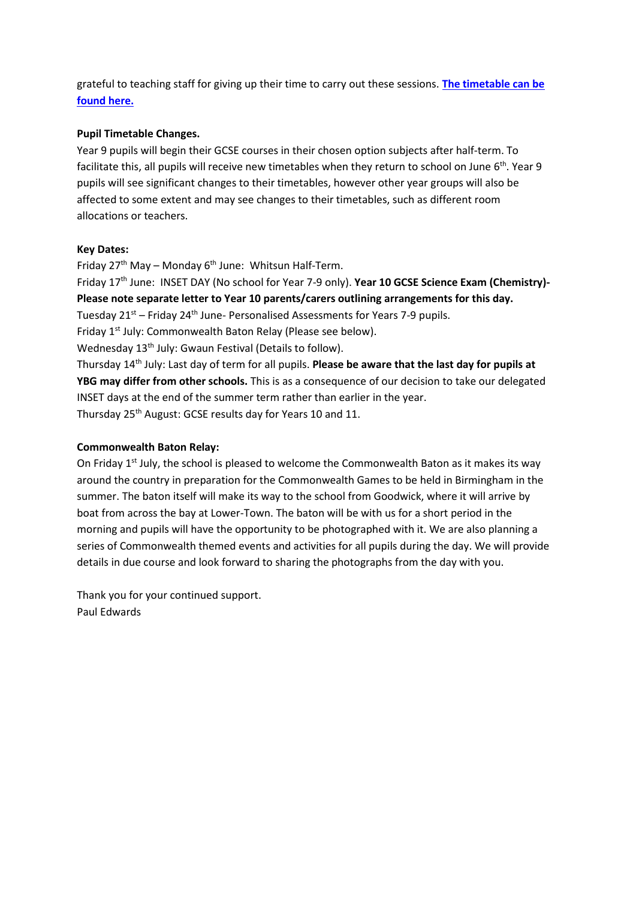grateful to teaching staff for giving up their time to carry out these sessions. **The timetable can be found here.**

**Pupil Timetable Changes.**

Year 9 pupils will begin their GCSE courses in their chosen option subjects after half-term. To facilitate this, all pupils will receive new timetables when they return to school on June 6th. Year 9 pupils will see significant changes to their timetables, however other year groups will also be affected to some extent and may see changes to their timetables, such as different room allocations or teachers.

**Key Dates:**

Friday 27th May – Monday 6th June: Whitsun Half-Term.
Friday 17th June: INSET DAY (No school for Year 7-9 only). **Year 10 GCSE Science Exam (Chemistry)- Please note separate letter to Year 10 parents/carers outlining arrangements for this day.**
Tuesday 21st – Friday 24th June- Personalised Assessments for Years 7-9 pupils.
Friday 1st July: Commonwealth Baton Relay (Please see below).
Wednesday 13th July: Gwaun Festival (Details to follow).
Thursday 14th July: Last day of term for all pupils. **Please be aware that the last day for pupils at YBG may differ from other schools.** This is as a consequence of our decision to take our delegated INSET days at the end of the summer term rather than earlier in the year.
Thursday 25th August: GCSE results day for Years 10 and 11.

**Commonwealth Baton Relay:**

On Friday 1st July, the school is pleased to welcome the Commonwealth Baton as it makes its way around the country in preparation for the Commonwealth Games to be held in Birmingham in the summer. The baton itself will make its way to the school from Goodwick, where it will arrive by boat from across the bay at Lower-Town. The baton will be with us for a short period in the morning and pupils will have the opportunity to be photographed with it. We are also planning a series of Commonwealth themed events and activities for all pupils during the day. We will provide details in due course and look forward to sharing the photographs from the day with you.

Thank you for your continued support.
Paul Edwards